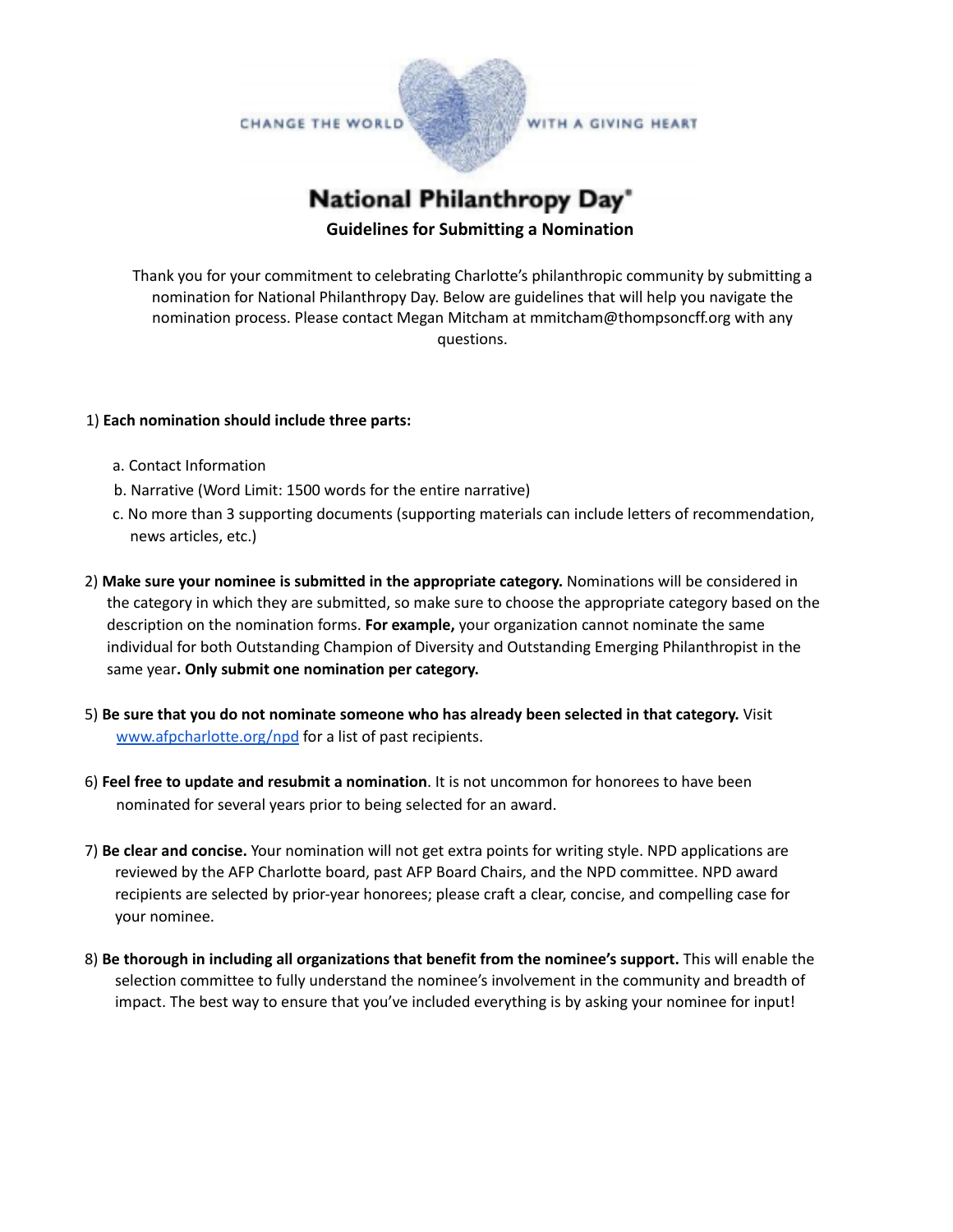CHANGE THE WORLD WITH A GIVING HEART

# National Philanthropy Day®

## Guidelines for Submitting a Nomination

Thank you for your commitment to celebrating Charlotte's philanthropic community by submitting a nomination for National Philanthropy Day. Below are guidelines that will help you navigate the nomination process. Please contact Megan Mitcham at mmitcham@thompsoncff.org with any questions.

1) **Each nomination should include three parts:**

   a. Contact Information
   b. Narrative (Word Limit: 1500 words for the entire narrative)
   c. No more than 3 supporting documents (supporting materials can include letters of recommendation, news articles, etc.)

2) **Make sure your nominee is submitted in the appropriate category.** Nominations will be considered in the category in which they are submitted, so make sure to choose the appropriate category based on the description on the nomination forms. **For example,** your organization cannot nominate the same individual for both Outstanding Champion of Diversity and Outstanding Emerging Philanthropist in the same year**. Only submit one nomination per category.**

5) **Be sure that you do not nominate someone who has already been selected in that category.** Visit [www.afpcharlotte.org/npd](http://www.afpcharlotte.org/npd) for a list of past recipients.

6) **Feel free to update and resubmit a nomination**. It is not uncommon for honorees to have been nominated for several years prior to being selected for an award.

7) **Be clear and concise.** Your nomination will not get extra points for writing style. NPD applications are reviewed by the AFP Charlotte board, past AFP Board Chairs, and the NPD committee. NPD award recipients are selected by prior-year honorees; please craft a clear, concise, and compelling case for your nominee.

8) **Be thorough in including all organizations that benefit from the nominee's support.** This will enable the selection committee to fully understand the nominee's involvement in the community and breadth of impact. The best way to ensure that you've included everything is by asking your nominee for input!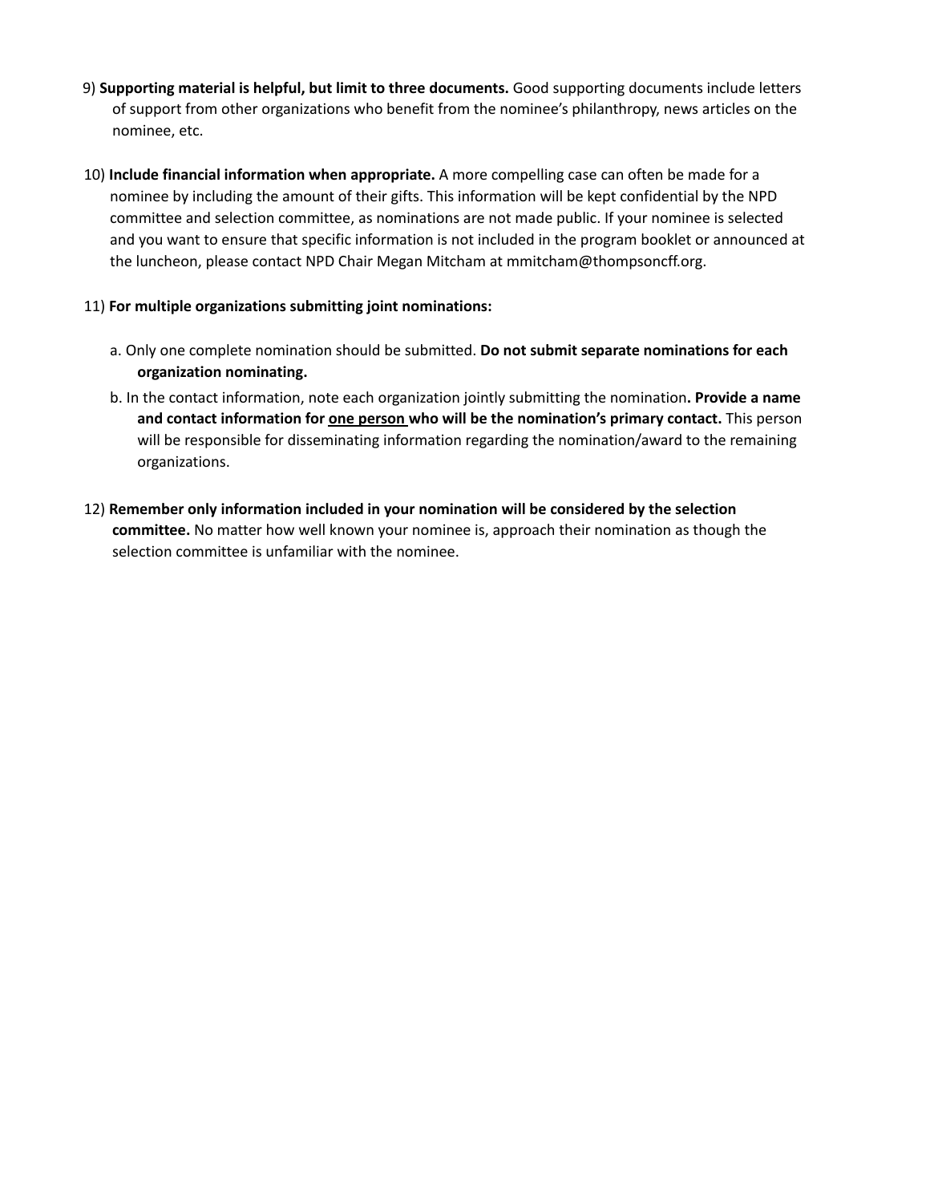9) **Supporting material is helpful, but limit to three documents.** Good supporting documents include letters of support from other organizations who benefit from the nominee's philanthropy, news articles on the nominee, etc.

10) **Include financial information when appropriate.** A more compelling case can often be made for a nominee by including the amount of their gifts. This information will be kept confidential by the NPD committee and selection committee, as nominations are not made public. If your nominee is selected and you want to ensure that specific information is not included in the program booklet or announced at the luncheon, please contact NPD Chair Megan Mitcham at mmitcham@thompsoncff.org.

11) **For multiple organizations submitting joint nominations:**

   a. Only one complete nomination should be submitted. **Do not submit separate nominations for each organization nominating.**

   b. In the contact information, note each organization jointly submitting the nomination**. Provide a name and contact information for <u>one person</u> who will be the nomination's primary contact.** This person will be responsible for disseminating information regarding the nomination/award to the remaining organizations.

12) **Remember only information included in your nomination will be considered by the selection committee.** No matter how well known your nominee is, approach their nomination as though the selection committee is unfamiliar with the nominee.